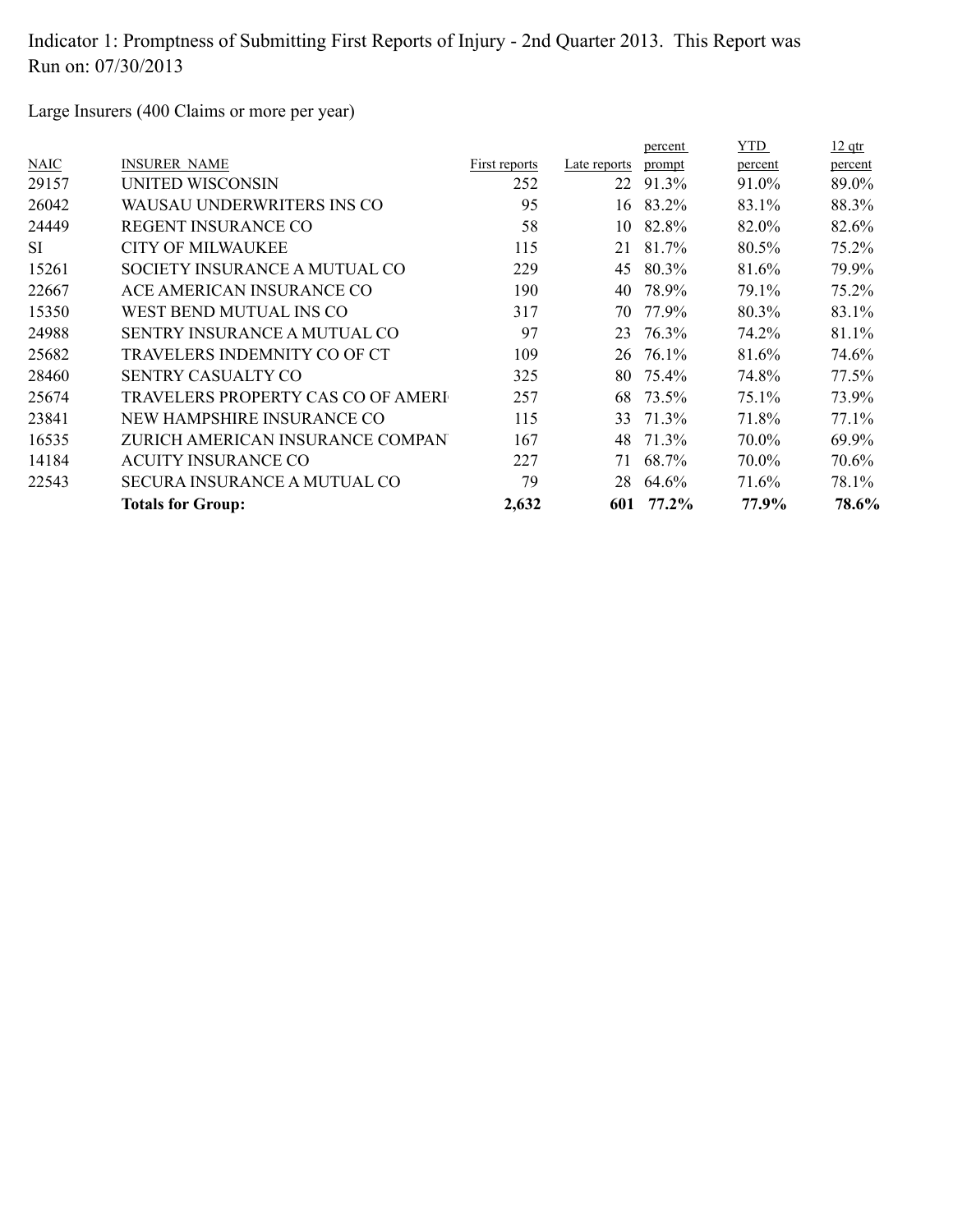Indicator 1: Promptness of Submitting First Reports of Injury - 2nd Quarter 2013. This Report was Run on: 07/30/2013

Large Insurers (400 Claims or more per year)

| NAIC | INSURER NAME | First reports | Late reports | percent prompt | YTD percent | 12 qtr percent |
|---|---|---|---|---|---|---|
| 29157 | UNITED WISCONSIN | 252 | 22 | 91.3% | 91.0% | 89.0% |
| 26042 | WAUSAU UNDERWRITERS INS CO | 95 | 16 | 83.2% | 83.1% | 88.3% |
| 24449 | REGENT INSURANCE CO | 58 | 10 | 82.8% | 82.0% | 82.6% |
| SI | CITY OF MILWAUKEE | 115 | 21 | 81.7% | 80.5% | 75.2% |
| 15261 | SOCIETY INSURANCE A MUTUAL CO | 229 | 45 | 80.3% | 81.6% | 79.9% |
| 22667 | ACE AMERICAN INSURANCE CO | 190 | 40 | 78.9% | 79.1% | 75.2% |
| 15350 | WEST BEND MUTUAL INS CO | 317 | 70 | 77.9% | 80.3% | 83.1% |
| 24988 | SENTRY INSURANCE A MUTUAL CO | 97 | 23 | 76.3% | 74.2% | 81.1% |
| 25682 | TRAVELERS INDEMNITY CO OF CT | 109 | 26 | 76.1% | 81.6% | 74.6% |
| 28460 | SENTRY CASUALTY CO | 325 | 80 | 75.4% | 74.8% | 77.5% |
| 25674 | TRAVELERS PROPERTY CAS CO OF AMERI | 257 | 68 | 73.5% | 75.1% | 73.9% |
| 23841 | NEW HAMPSHIRE INSURANCE CO | 115 | 33 | 71.3% | 71.8% | 77.1% |
| 16535 | ZURICH AMERICAN INSURANCE COMPAN | 167 | 48 | 71.3% | 70.0% | 69.9% |
| 14184 | ACUITY INSURANCE CO | 227 | 71 | 68.7% | 70.0% | 70.6% |
| 22543 | SECURA INSURANCE A MUTUAL CO | 79 | 28 | 64.6% | 71.6% | 78.1% |
| | **Totals for Group:** | **2,632** | **601** | **77.2%** | **77.9%** | **78.6%** |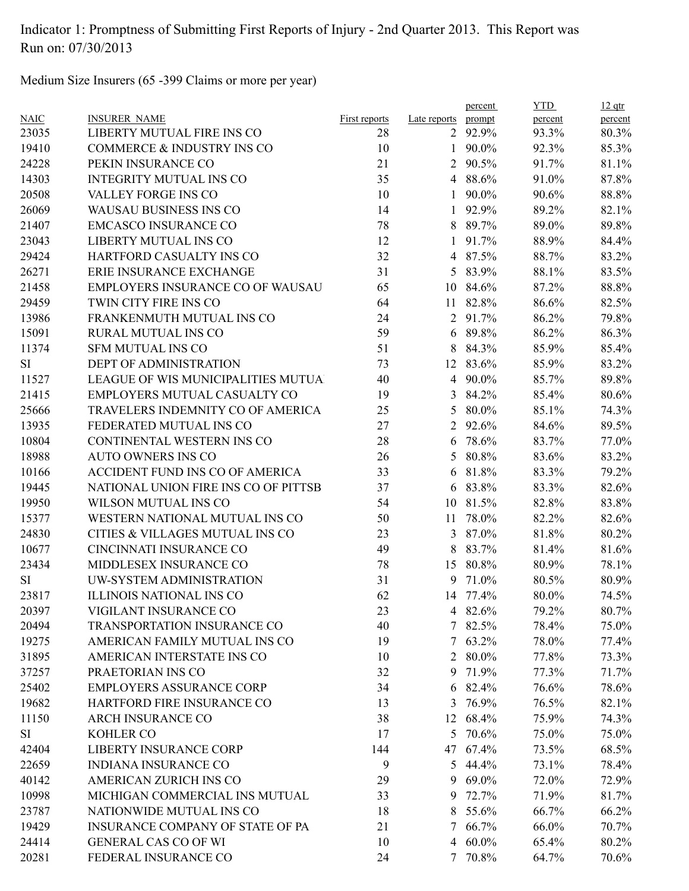Indicator 1: Promptness of Submitting First Reports of Injury - 2nd Quarter 2013. This Report was Run on: 07/30/2013

Medium Size Insurers (65 -399 Claims or more per year)

| NAIC | INSURER_NAME | First reports | Late reports | percent prompt | YTD percent | 12 qtr percent |
|---|---|---|---|---|---|---|
| 23035 | LIBERTY MUTUAL FIRE INS CO | 28 | 2 | 92.9% | 93.3% | 80.3% |
| 19410 | COMMERCE & INDUSTRY INS CO | 10 | 1 | 90.0% | 92.3% | 85.3% |
| 24228 | PEKIN INSURANCE CO | 21 | 2 | 90.5% | 91.7% | 81.1% |
| 14303 | INTEGRITY MUTUAL INS CO | 35 | 4 | 88.6% | 91.0% | 87.8% |
| 20508 | VALLEY FORGE INS CO | 10 | 1 | 90.0% | 90.6% | 88.8% |
| 26069 | WAUSAU BUSINESS INS CO | 14 | 1 | 92.9% | 89.2% | 82.1% |
| 21407 | EMCASCO INSURANCE CO | 78 | 8 | 89.7% | 89.0% | 89.8% |
| 23043 | LIBERTY MUTUAL INS CO | 12 | 1 | 91.7% | 88.9% | 84.4% |
| 29424 | HARTFORD CASUALTY INS CO | 32 | 4 | 87.5% | 88.7% | 83.2% |
| 26271 | ERIE INSURANCE EXCHANGE | 31 | 5 | 83.9% | 88.1% | 83.5% |
| 21458 | EMPLOYERS INSURANCE CO OF WAUSAU | 65 | 10 | 84.6% | 87.2% | 88.8% |
| 29459 | TWIN CITY FIRE INS CO | 64 | 11 | 82.8% | 86.6% | 82.5% |
| 13986 | FRANKENMUTH MUTUAL INS CO | 24 | 2 | 91.7% | 86.2% | 79.8% |
| 15091 | RURAL MUTUAL INS CO | 59 | 6 | 89.8% | 86.2% | 86.3% |
| 11374 | SFM MUTUAL INS CO | 51 | 8 | 84.3% | 85.9% | 85.4% |
| SI | DEPT OF ADMINISTRATION | 73 | 12 | 83.6% | 85.9% | 83.2% |
| 11527 | LEAGUE OF WIS MUNICIPALITIES MUTUA | 40 | 4 | 90.0% | 85.7% | 89.8% |
| 21415 | EMPLOYERS MUTUAL CASUALTY CO | 19 | 3 | 84.2% | 85.4% | 80.6% |
| 25666 | TRAVELERS INDEMNITY CO OF AMERICA | 25 | 5 | 80.0% | 85.1% | 74.3% |
| 13935 | FEDERATED MUTUAL INS CO | 27 | 2 | 92.6% | 84.6% | 89.5% |
| 10804 | CONTINENTAL WESTERN INS CO | 28 | 6 | 78.6% | 83.7% | 77.0% |
| 18988 | AUTO OWNERS INS CO | 26 | 5 | 80.8% | 83.6% | 83.2% |
| 10166 | ACCIDENT FUND INS CO OF AMERICA | 33 | 6 | 81.8% | 83.3% | 79.2% |
| 19445 | NATIONAL UNION FIRE INS CO OF PITTSB | 37 | 6 | 83.8% | 83.3% | 82.6% |
| 19950 | WILSON MUTUAL INS CO | 54 | 10 | 81.5% | 82.8% | 83.8% |
| 15377 | WESTERN NATIONAL MUTUAL INS CO | 50 | 11 | 78.0% | 82.2% | 82.6% |
| 24830 | CITIES & VILLAGES MUTUAL INS CO | 23 | 3 | 87.0% | 81.8% | 80.2% |
| 10677 | CINCINNATI INSURANCE CO | 49 | 8 | 83.7% | 81.4% | 81.6% |
| 23434 | MIDDLESEX INSURANCE CO | 78 | 15 | 80.8% | 80.9% | 78.1% |
| SI | UW-SYSTEM ADMINISTRATION | 31 | 9 | 71.0% | 80.5% | 80.9% |
| 23817 | ILLINOIS NATIONAL INS CO | 62 | 14 | 77.4% | 80.0% | 74.5% |
| 20397 | VIGILANT INSURANCE CO | 23 | 4 | 82.6% | 79.2% | 80.7% |
| 20494 | TRANSPORTATION INSURANCE CO | 40 | 7 | 82.5% | 78.4% | 75.0% |
| 19275 | AMERICAN FAMILY MUTUAL INS CO | 19 | 7 | 63.2% | 78.0% | 77.4% |
| 31895 | AMERICAN INTERSTATE INS CO | 10 | 2 | 80.0% | 77.8% | 73.3% |
| 37257 | PRAETORIAN INS CO | 32 | 9 | 71.9% | 77.3% | 71.7% |
| 25402 | EMPLOYERS ASSURANCE CORP | 34 | 6 | 82.4% | 76.6% | 78.6% |
| 19682 | HARTFORD FIRE INSURANCE CO | 13 | 3 | 76.9% | 76.5% | 82.1% |
| 11150 | ARCH INSURANCE CO | 38 | 12 | 68.4% | 75.9% | 74.3% |
| SI | KOHLER CO | 17 | 5 | 70.6% | 75.0% | 75.0% |
| 42404 | LIBERTY INSURANCE CORP | 144 | 47 | 67.4% | 73.5% | 68.5% |
| 22659 | INDIANA INSURANCE CO | 9 | 5 | 44.4% | 73.1% | 78.4% |
| 40142 | AMERICAN ZURICH INS CO | 29 | 9 | 69.0% | 72.0% | 72.9% |
| 10998 | MICHIGAN COMMERCIAL INS MUTUAL | 33 | 9 | 72.7% | 71.9% | 81.7% |
| 23787 | NATIONWIDE MUTUAL INS CO | 18 | 8 | 55.6% | 66.7% | 66.2% |
| 19429 | INSURANCE COMPANY OF STATE OF PA | 21 | 7 | 66.7% | 66.0% | 70.7% |
| 24414 | GENERAL CAS CO OF WI | 10 | 4 | 60.0% | 65.4% | 80.2% |
| 20281 | FEDERAL INSURANCE CO | 24 | 7 | 70.8% | 64.7% | 70.6% |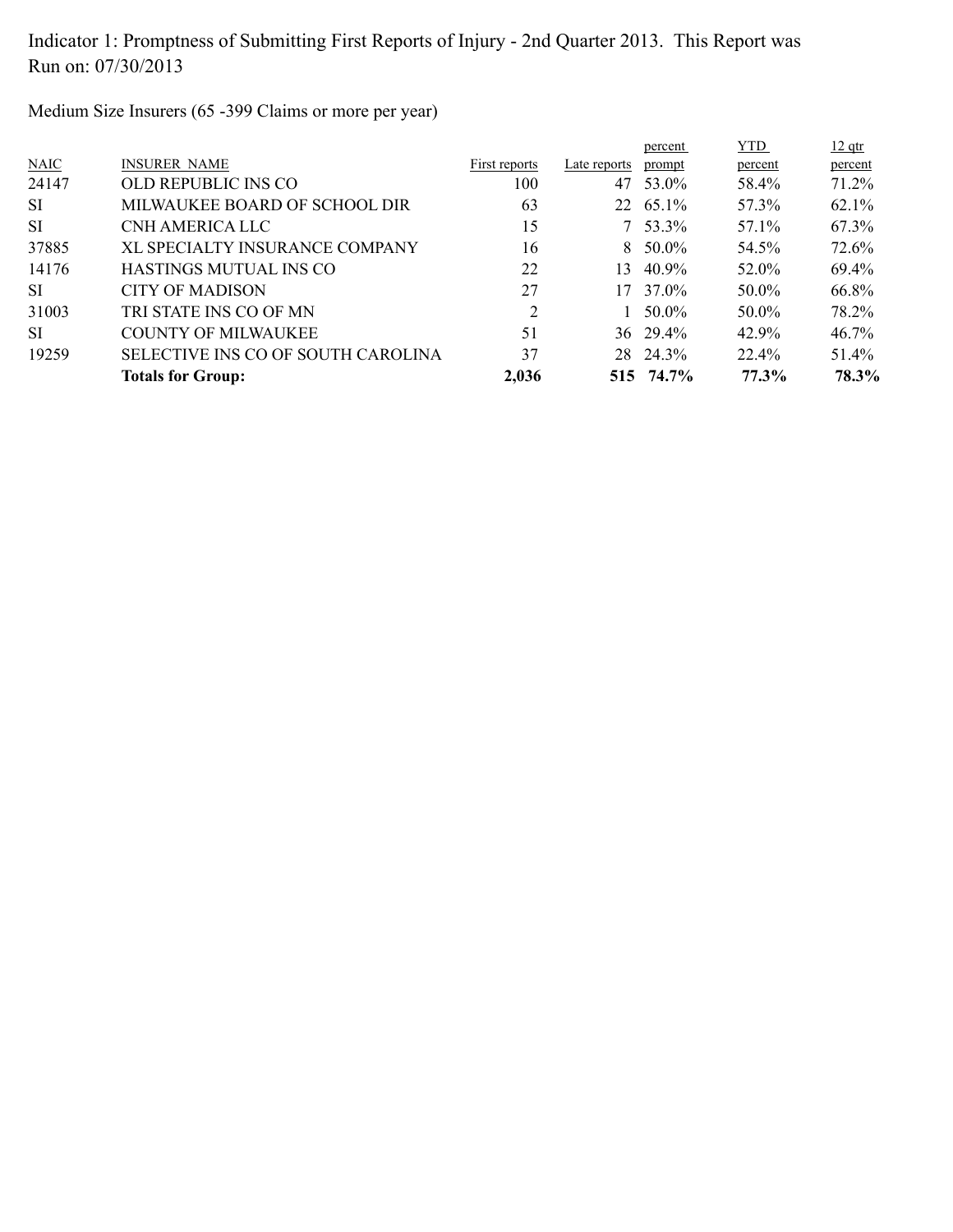Indicator 1: Promptness of Submitting First Reports of Injury - 2nd Quarter 2013. This Report was Run on: 07/30/2013

Medium Size Insurers (65 -399 Claims or more per year)

| NAIC | INSURER NAME | First reports | Late reports | percent prompt | YTD percent | 12 qtr percent |
|---|---|---|---|---|---|---|
| 24147 | OLD REPUBLIC INS CO | 100 | 47 | 53.0% | 58.4% | 71.2% |
| SI | MILWAUKEE BOARD OF SCHOOL DIR | 63 | 22 | 65.1% | 57.3% | 62.1% |
| SI | CNH AMERICA LLC | 15 | 7 | 53.3% | 57.1% | 67.3% |
| 37885 | XL SPECIALTY INSURANCE COMPANY | 16 | 8 | 50.0% | 54.5% | 72.6% |
| 14176 | HASTINGS MUTUAL INS CO | 22 | 13 | 40.9% | 52.0% | 69.4% |
| SI | CITY OF MADISON | 27 | 17 | 37.0% | 50.0% | 66.8% |
| 31003 | TRI STATE INS CO OF MN | 2 | 1 | 50.0% | 50.0% | 78.2% |
| SI | COUNTY OF MILWAUKEE | 51 | 36 | 29.4% | 42.9% | 46.7% |
| 19259 | SELECTIVE INS CO OF SOUTH CAROLINA | 37 | 28 | 24.3% | 22.4% | 51.4% |
| | **Totals for Group:** | **2,036** | **515** | **74.7%** | **77.3%** | **78.3%** |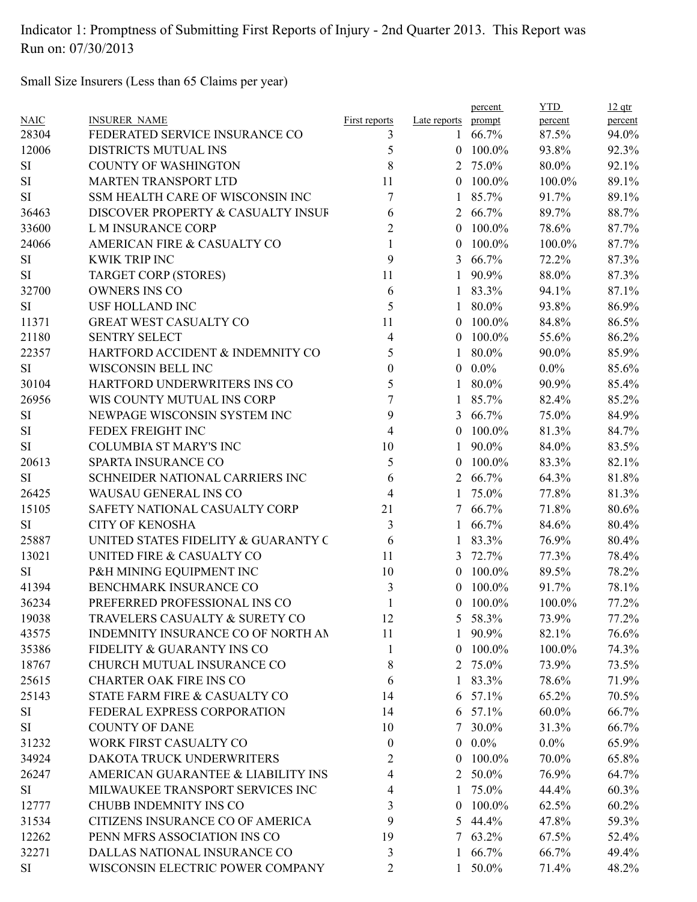Indicator 1: Promptness of Submitting First Reports of Injury - 2nd Quarter 2013. This Report was Run on: 07/30/2013

Small Size Insurers (Less than 65 Claims per year)

| NAIC | INSURER NAME | First reports | Late reports | percent prompt | YTD percent | 12 qtr percent |
|---|---|---|---|---|---|---|
| 28304 | FEDERATED SERVICE INSURANCE CO | 3 | 1 | 66.7% | 87.5% | 94.0% |
| 12006 | DISTRICTS MUTUAL INS | 5 | 0 | 100.0% | 93.8% | 92.3% |
| SI | COUNTY OF WASHINGTON | 8 | 2 | 75.0% | 80.0% | 92.1% |
| SI | MARTEN TRANSPORT LTD | 11 | 0 | 100.0% | 100.0% | 89.1% |
| SI | SSM HEALTH CARE OF WISCONSIN INC | 7 | 1 | 85.7% | 91.7% | 89.1% |
| 36463 | DISCOVER PROPERTY & CASUALTY INSUF | 6 | 2 | 66.7% | 89.7% | 88.7% |
| 33600 | L M INSURANCE CORP | 2 | 0 | 100.0% | 78.6% | 87.7% |
| 24066 | AMERICAN FIRE & CASUALTY CO | 1 | 0 | 100.0% | 100.0% | 87.7% |
| SI | KWIK TRIP INC | 9 | 3 | 66.7% | 72.2% | 87.3% |
| SI | TARGET CORP (STORES) | 11 | 1 | 90.9% | 88.0% | 87.3% |
| 32700 | OWNERS INS CO | 6 | 1 | 83.3% | 94.1% | 87.1% |
| SI | USF HOLLAND INC | 5 | 1 | 80.0% | 93.8% | 86.9% |
| 11371 | GREAT WEST CASUALTY CO | 11 | 0 | 100.0% | 84.8% | 86.5% |
| 21180 | SENTRY SELECT | 4 | 0 | 100.0% | 55.6% | 86.2% |
| 22357 | HARTFORD ACCIDENT & INDEMNITY CO | 5 | 1 | 80.0% | 90.0% | 85.9% |
| SI | WISCONSIN BELL INC | 0 | 0 | 0.0% | 0.0% | 85.6% |
| 30104 | HARTFORD UNDERWRITERS INS CO | 5 | 1 | 80.0% | 90.9% | 85.4% |
| 26956 | WIS COUNTY MUTUAL INS CORP | 7 | 1 | 85.7% | 82.4% | 85.2% |
| SI | NEWPAGE WISCONSIN SYSTEM INC | 9 | 3 | 66.7% | 75.0% | 84.9% |
| SI | FEDEX FREIGHT INC | 4 | 0 | 100.0% | 81.3% | 84.7% |
| SI | COLUMBIA ST MARY'S INC | 10 | 1 | 90.0% | 84.0% | 83.5% |
| 20613 | SPARTA INSURANCE CO | 5 | 0 | 100.0% | 83.3% | 82.1% |
| SI | SCHNEIDER NATIONAL CARRIERS INC | 6 | 2 | 66.7% | 64.3% | 81.8% |
| 26425 | WAUSAU GENERAL INS CO | 4 | 1 | 75.0% | 77.8% | 81.3% |
| 15105 | SAFETY NATIONAL CASUALTY CORP | 21 | 7 | 66.7% | 71.8% | 80.6% |
| SI | CITY OF KENOSHA | 3 | 1 | 66.7% | 84.6% | 80.4% |
| 25887 | UNITED STATES FIDELITY & GUARANTY C | 6 | 1 | 83.3% | 76.9% | 80.4% |
| 13021 | UNITED FIRE & CASUALTY CO | 11 | 3 | 72.7% | 77.3% | 78.4% |
| SI | P&H MINING EQUIPMENT INC | 10 | 0 | 100.0% | 89.5% | 78.2% |
| 41394 | BENCHMARK INSURANCE CO | 3 | 0 | 100.0% | 91.7% | 78.1% |
| 36234 | PREFERRED PROFESSIONAL INS CO | 1 | 0 | 100.0% | 100.0% | 77.2% |
| 19038 | TRAVELERS CASUALTY & SURETY CO | 12 | 5 | 58.3% | 73.9% | 77.2% |
| 43575 | INDEMNITY INSURANCE CO OF NORTH AI | 11 | 1 | 90.9% | 82.1% | 76.6% |
| 35386 | FIDELITY & GUARANTY INS CO | 1 | 0 | 100.0% | 100.0% | 74.3% |
| 18767 | CHURCH MUTUAL INSURANCE CO | 8 | 2 | 75.0% | 73.9% | 73.5% |
| 25615 | CHARTER OAK FIRE INS CO | 6 | 1 | 83.3% | 78.6% | 71.9% |
| 25143 | STATE FARM FIRE & CASUALTY CO | 14 | 6 | 57.1% | 65.2% | 70.5% |
| SI | FEDERAL EXPRESS CORPORATION | 14 | 6 | 57.1% | 60.0% | 66.7% |
| SI | COUNTY OF DANE | 10 | 7 | 30.0% | 31.3% | 66.7% |
| 31232 | WORK FIRST CASUALTY CO | 0 | 0 | 0.0% | 0.0% | 65.9% |
| 34924 | DAKOTA TRUCK UNDERWRITERS | 2 | 0 | 100.0% | 70.0% | 65.8% |
| 26247 | AMERICAN GUARANTEE & LIABILITY INS | 4 | 2 | 50.0% | 76.9% | 64.7% |
| SI | MILWAUKEE TRANSPORT SERVICES INC | 4 | 1 | 75.0% | 44.4% | 60.3% |
| 12777 | CHUBB INDEMNITY INS CO | 3 | 0 | 100.0% | 62.5% | 60.2% |
| 31534 | CITIZENS INSURANCE CO OF AMERICA | 9 | 5 | 44.4% | 47.8% | 59.3% |
| 12262 | PENN MFRS ASSOCIATION INS CO | 19 | 7 | 63.2% | 67.5% | 52.4% |
| 32271 | DALLAS NATIONAL INSURANCE CO | 3 | 1 | 66.7% | 66.7% | 49.4% |
| SI | WISCONSIN ELECTRIC POWER COMPANY | 2 | 1 | 50.0% | 71.4% | 48.2% |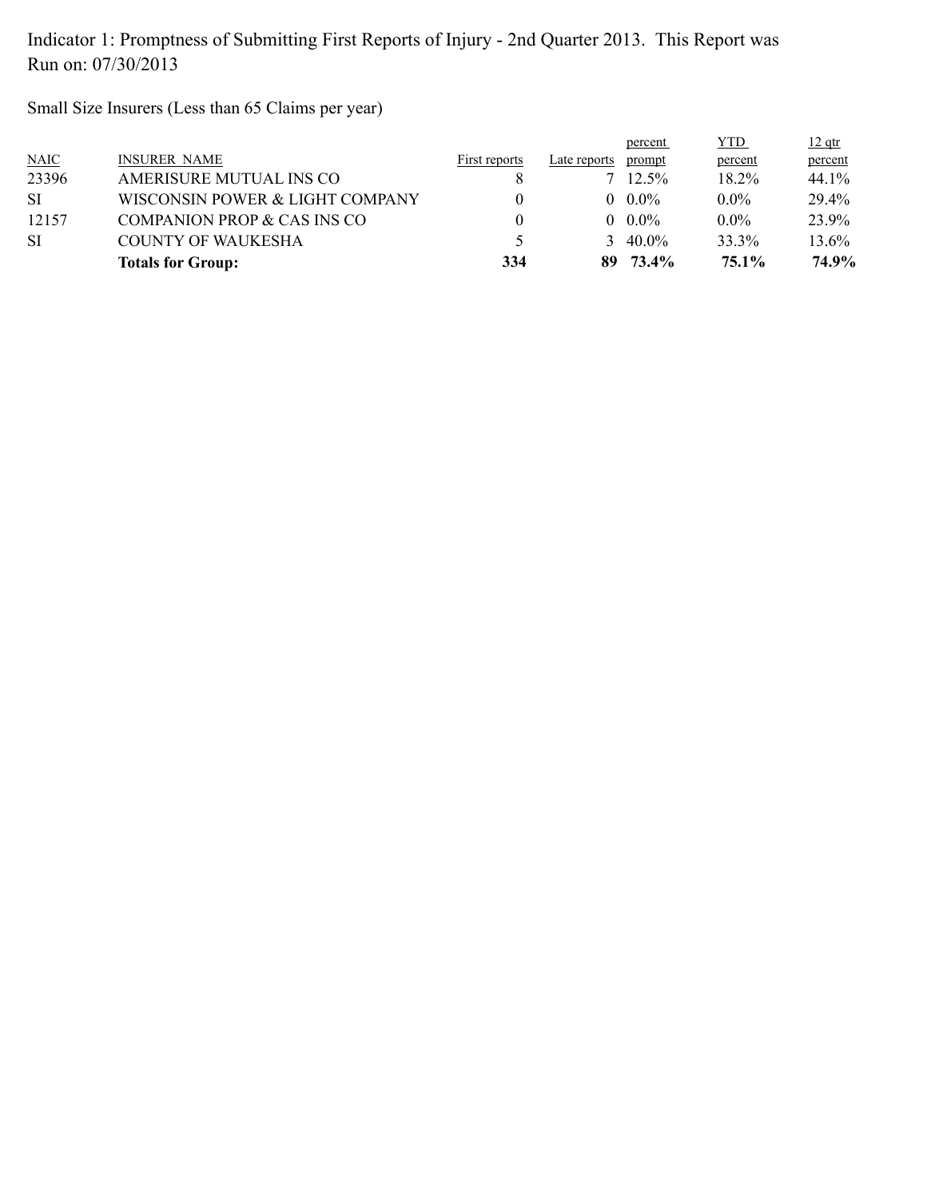Indicator 1: Promptness of Submitting First Reports of Injury - 2nd Quarter 2013. This Report was Run on: 07/30/2013

Small Size Insurers (Less than 65 Claims per year)

| NAIC | INSURER NAME | First reports | Late reports | percent prompt | YTD percent | 12 qtr percent |
|---|---|---|---|---|---|---|
| 23396 | AMERISURE MUTUAL INS CO | 8 | 7 | 12.5% | 18.2% | 44.1% |
| SI | WISCONSIN POWER & LIGHT COMPANY | 0 | 0 | 0.0% | 0.0% | 29.4% |
| 12157 | COMPANION PROP & CAS INS CO | 0 | 0 | 0.0% | 0.0% | 23.9% |
| SI | COUNTY OF WAUKESHA | 5 | 3 | 40.0% | 33.3% | 13.6% |
| | **Totals for Group:** | **334** | **89** | **73.4%** | **75.1%** | **74.9%** |